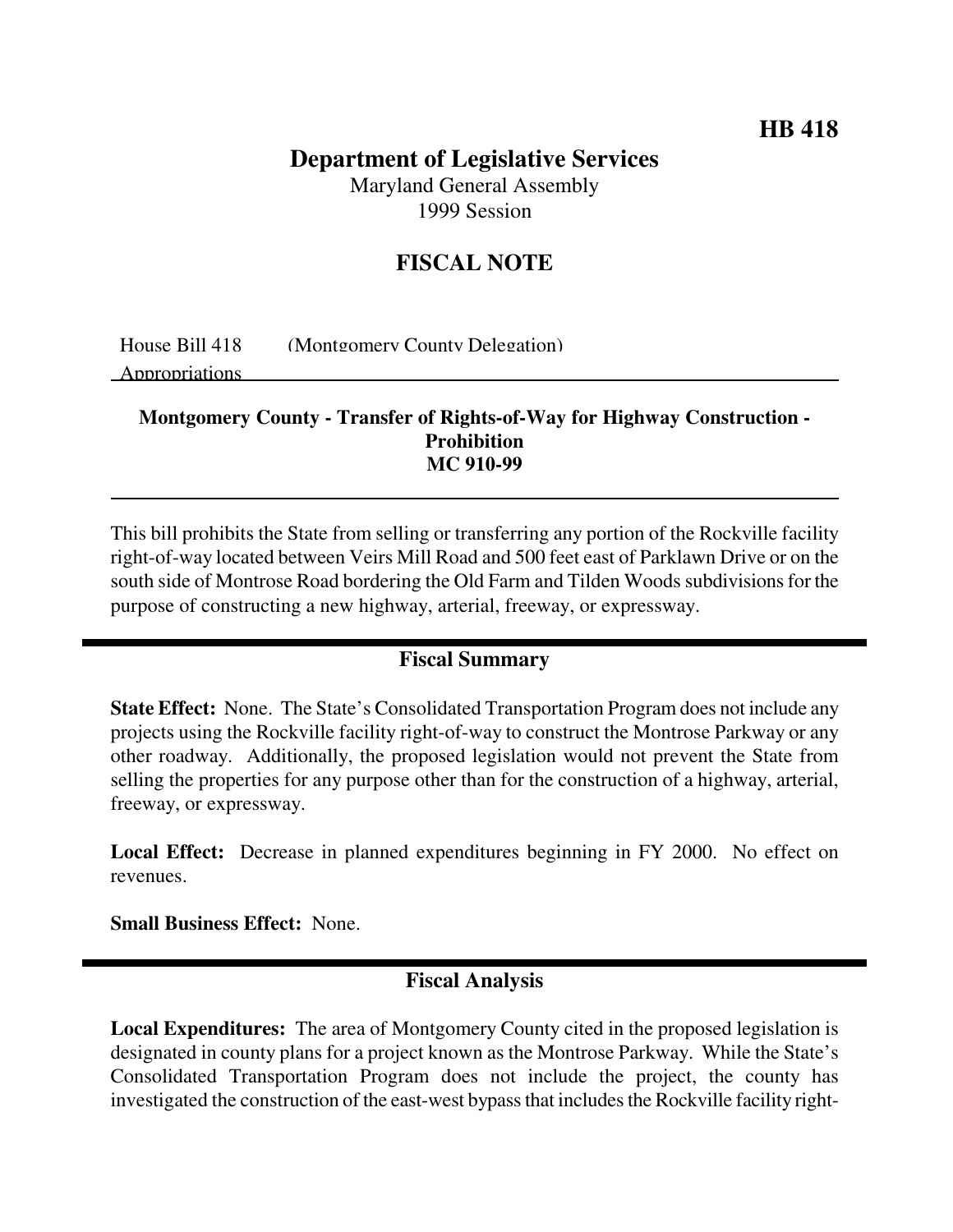**HB 418**

# Department of Legislative Services

Maryland General Assembly
1999 Session

## FISCAL NOTE

House Bill 418 (Montgomery County Delegation)
Appropriations

**Montgomery County - Transfer of Rights-of-Way for Highway Construction - Prohibition**
**MC 910-99**

This bill prohibits the State from selling or transferring any portion of the Rockville facility right-of-way located between Veirs Mill Road and 500 feet east of Parklawn Drive or on the south side of Montrose Road bordering the Old Farm and Tilden Woods subdivisions for the purpose of constructing a new highway, arterial, freeway, or expressway.

## Fiscal Summary

**State Effect:** None. The State's Consolidated Transportation Program does not include any projects using the Rockville facility right-of-way to construct the Montrose Parkway or any other roadway. Additionally, the proposed legislation would not prevent the State from selling the properties for any purpose other than for the construction of a highway, arterial, freeway, or expressway.

**Local Effect:** Decrease in planned expenditures beginning in FY 2000. No effect on revenues.

**Small Business Effect:** None.

## Fiscal Analysis

**Local Expenditures:** The area of Montgomery County cited in the proposed legislation is designated in county plans for a project known as the Montrose Parkway. While the State's Consolidated Transportation Program does not include the project, the county has investigated the construction of the east-west bypass that includes the Rockville facility right-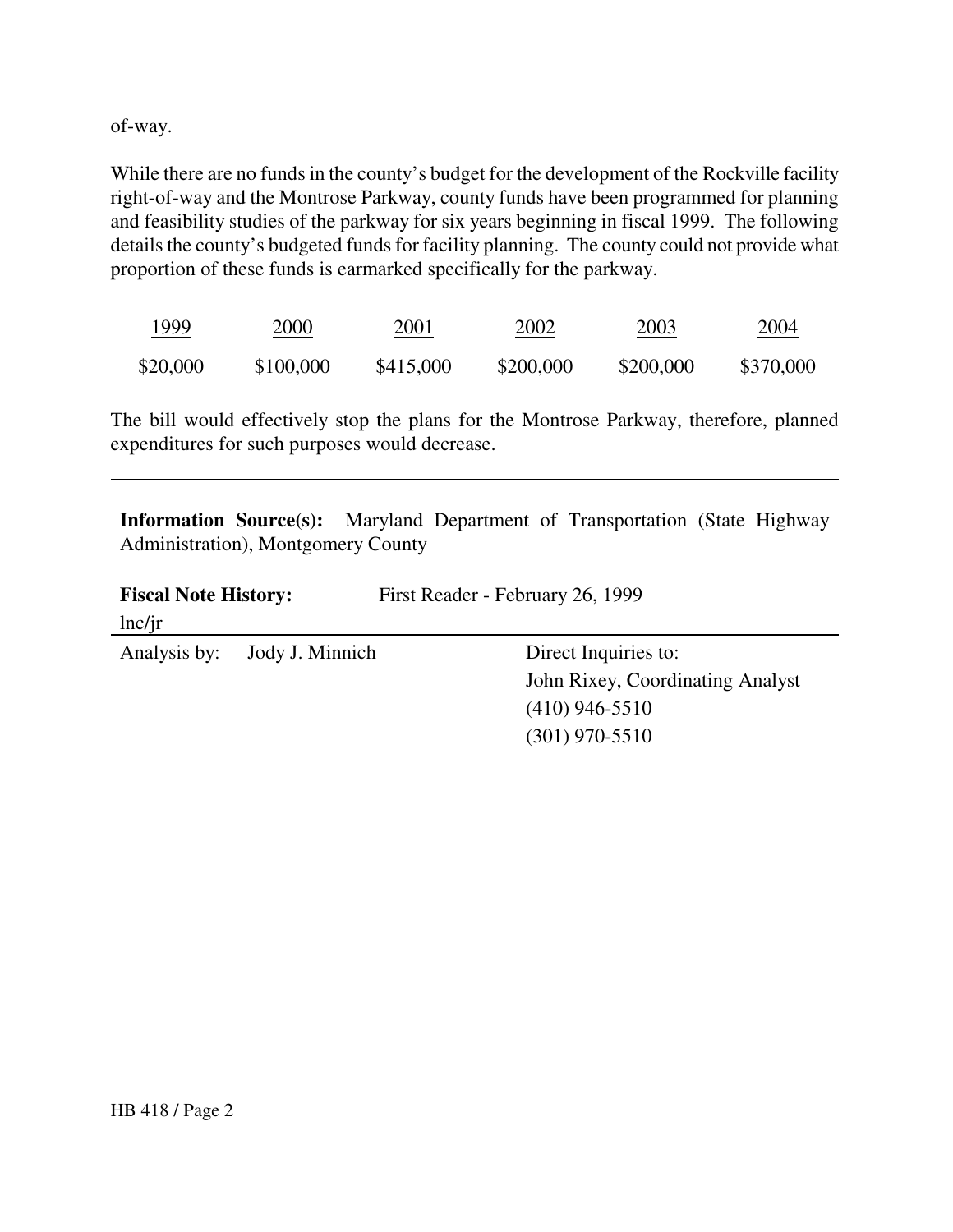of-way.

While there are no funds in the county's budget for the development of the Rockville facility right-of-way and the Montrose Parkway, county funds have been programmed for planning and feasibility studies of the parkway for six years beginning in fiscal 1999. The following details the county's budgeted funds for facility planning. The county could not provide what proportion of these funds is earmarked specifically for the parkway.

| 1999 | 2000 | 2001 | 2002 | 2003 | 2004 |
|---|---|---|---|---|---|
| $20,000 | $100,000 | $415,000 | $200,000 | $200,000 | $370,000 |

The bill would effectively stop the plans for the Montrose Parkway, therefore, planned expenditures for such purposes would decrease.

---

**Information Source(s):** Maryland Department of Transportation (State Highway Administration), Montgomery County

**Fiscal Note History:** First Reader - February 26, 1999

lnc/jr

Analysis by: Jody J. Minnich

Direct Inquiries to:
John Rixey, Coordinating Analyst
(410) 946-5510
(301) 970-5510